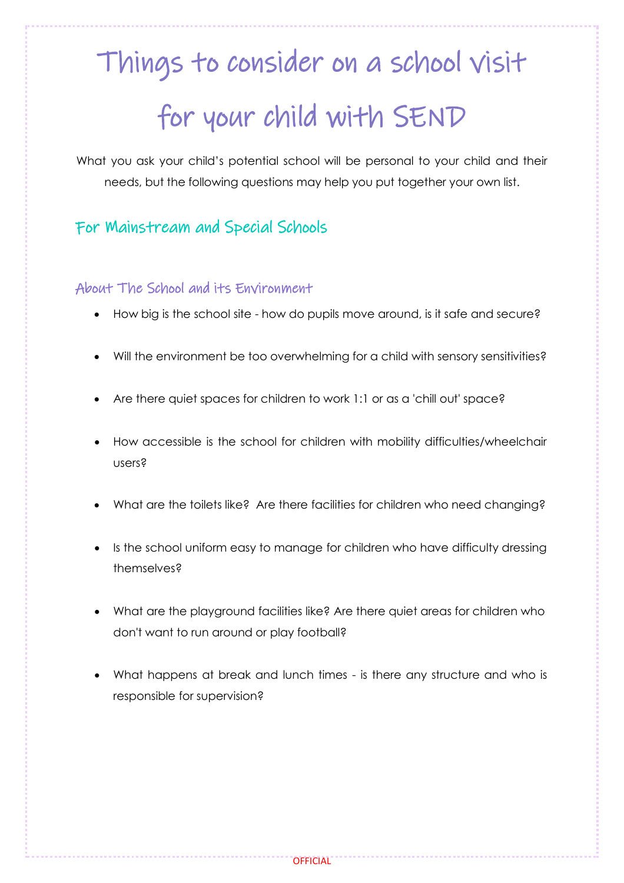# Things to consider on a school visit for your child with SEND

What you ask your child's potential school will be personal to your child and their needs, but the following questions may help you put together your own list.

## For Mainstream and Special Schools

### About The School and its Environment

- How big is the school site - how do pupils move around, is it safe and secure?
- Will the environment be too overwhelming for a child with sensory sensitivities?
- Are there quiet spaces for children to work 1:1 or as a 'chill out' space?
- How accessible is the school for children with mobility difficulties/wheelchair users?
- What are the toilets like? Are there facilities for children who need changing?
- Is the school uniform easy to manage for children who have difficulty dressing themselves?
- What are the playground facilities like? Are there quiet areas for children who don't want to run around or play football?
- What happens at break and lunch times - is there any structure and who is responsible for supervision?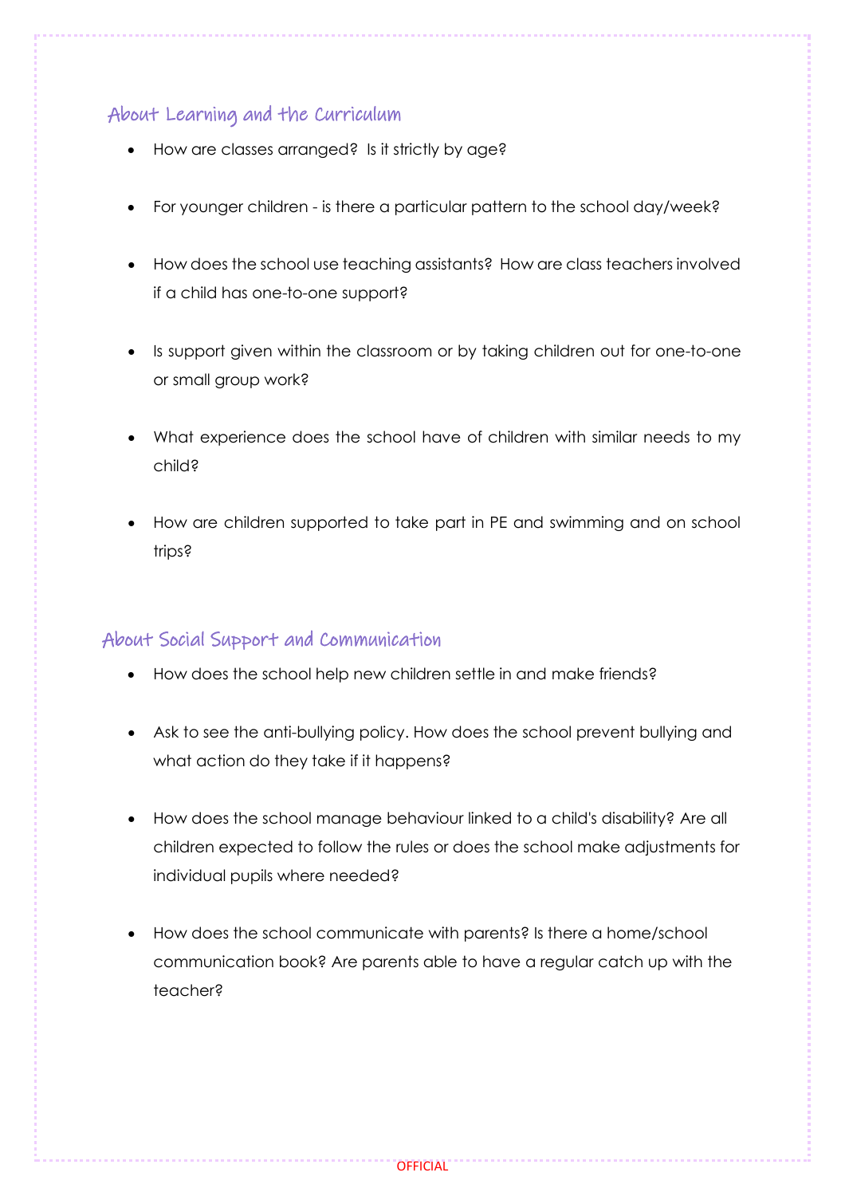## About Learning and the Curriculum

- How are classes arranged? Is it strictly by age?
- For younger children - is there a particular pattern to the school day/week?
- How does the school use teaching assistants? How are class teachers involved if a child has one-to-one support?
- Is support given within the classroom or by taking children out for one-to-one or small group work?
- What experience does the school have of children with similar needs to my child?
- How are children supported to take part in PE and swimming and on school trips?

## About Social Support and Communication

- How does the school help new children settle in and make friends?
- Ask to see the anti-bullying policy. How does the school prevent bullying and what action do they take if it happens?
- How does the school manage behaviour linked to a child's disability? Are all children expected to follow the rules or does the school make adjustments for individual pupils where needed?
- How does the school communicate with parents? Is there a home/school communication book? Are parents able to have a regular catch up with the teacher?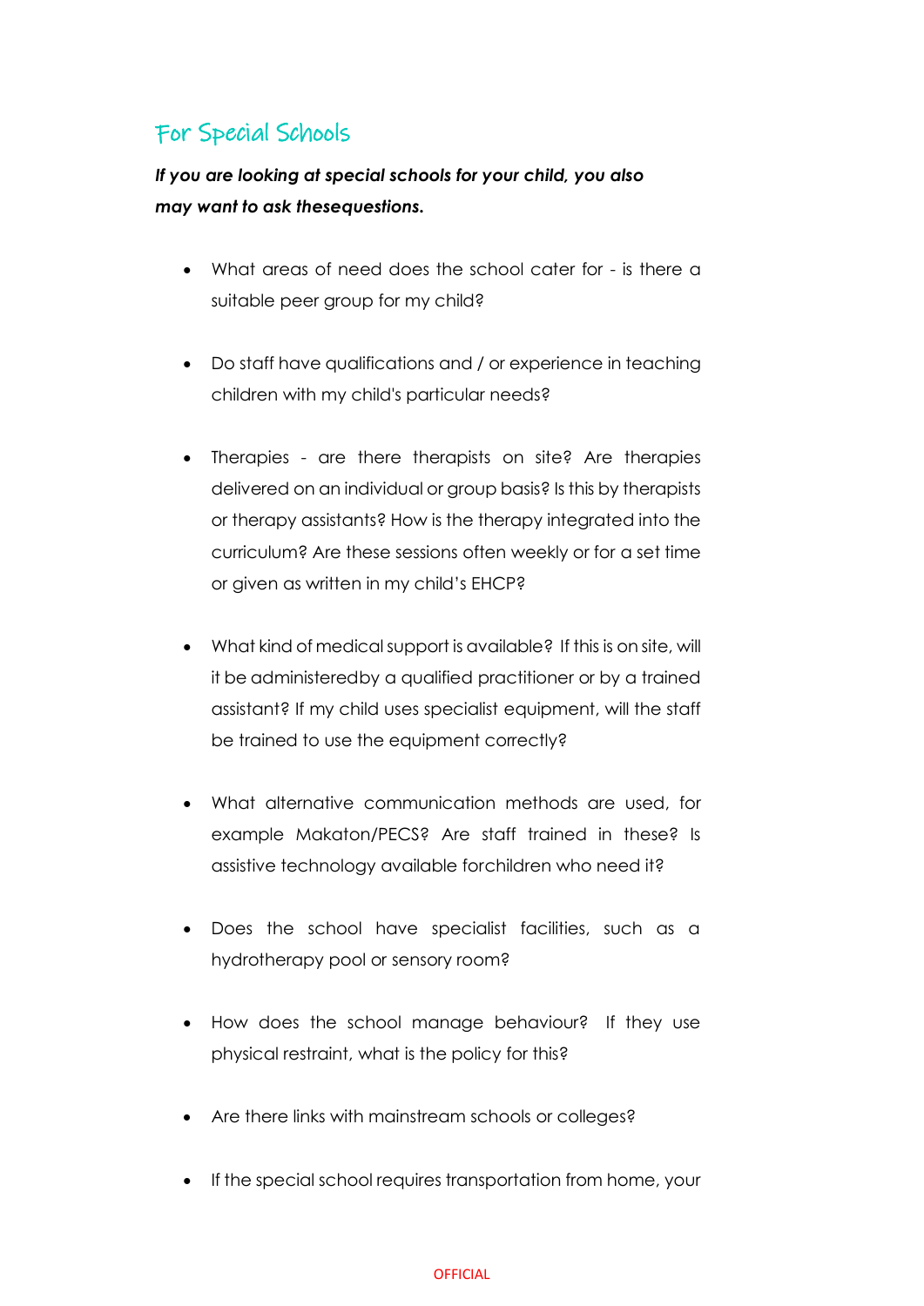## For Special Schools

***If you are looking at special schools for your child, you also may want to ask thesequestions.***

- What areas of need does the school cater for - is there a suitable peer group for my child?
- Do staff have qualifications and / or experience in teaching children with my child's particular needs?
- Therapies - are there therapists on site? Are therapies delivered on an individual or group basis? Is this by therapists or therapy assistants? How is the therapy integrated into the curriculum? Are these sessions often weekly or for a set time or given as written in my child's EHCP?
- What kind of medical support is available? If this is on site, will it be administeredby a qualified practitioner or by a trained assistant? If my child uses specialist equipment, will the staff be trained to use the equipment correctly?
- What alternative communication methods are used, for example Makaton/PECS? Are staff trained in these? Is assistive technology available forchildren who need it?
- Does the school have specialist facilities, such as a hydrotherapy pool or sensory room?
- How does the school manage behaviour? If they use physical restraint, what is the policy for this?
- Are there links with mainstream schools or colleges?
- If the special school requires transportation from home, your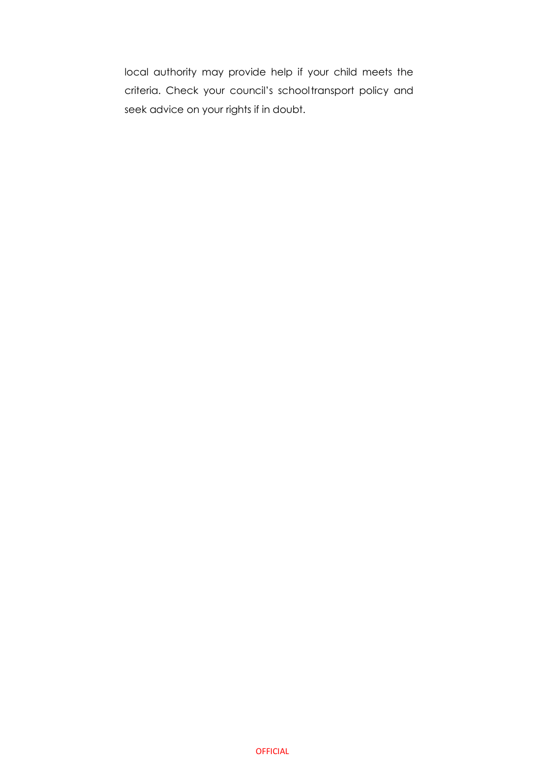local authority may provide help if your child meets the criteria. Check your council's school transport policy and seek advice on your rights if in doubt.